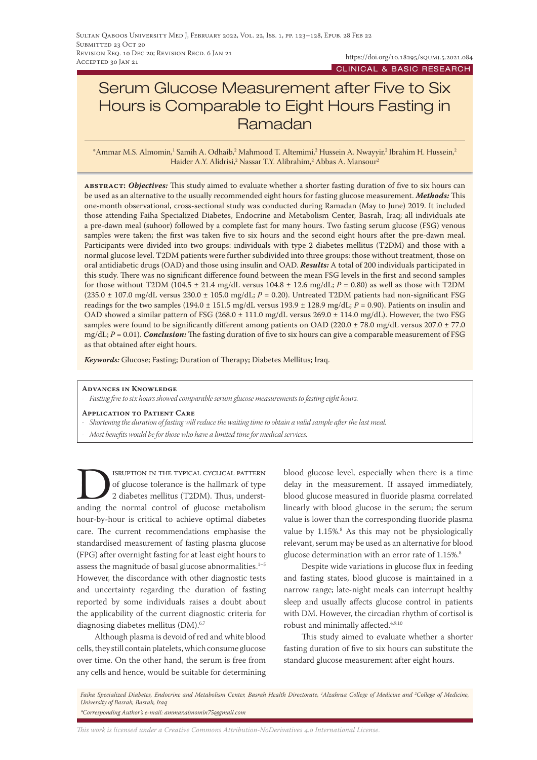Submitted 23 Oct 20
Revision Req. 10 Dec 20; Revision Recd. 6 Jan 21
Accepted 30 Jan 21

https://doi.org/10.18295/squmj.5.2021.084

CLINICAL & BASIC RESEARCH

# Serum Glucose Measurement after Five to Six Hours is Comparable to Eight Hours Fasting in Ramadan

*Ammar M.S. Almomin,[1] Samih A. Odhaib,[2] Mahmood T. Altemimi,[2] Hussein A. Nwayyir,[2] Ibrahim H. Hussein,[2] Haider A.Y. Alidrisi,[2] Nassar T.Y. Alibrahim,[2] Abbas A. Mansour[2]

**abstract:** ***Objectives:*** This study aimed to evaluate whether a shorter fasting duration of five to six hours can be used as an alternative to the usually recommended eight hours for fasting glucose measurement. ***Methods:*** This one-month observational, cross-sectional study was conducted during Ramadan (May to June) 2019. It included those attending Faiha Specialized Diabetes, Endocrine and Metabolism Center, Basrah, Iraq; all individuals ate a pre-dawn meal (suhoor) followed by a complete fast for many hours. Two fasting serum glucose (FSG) venous samples were taken; the first was taken five to six hours and the second eight hours after the pre-dawn meal. Participants were divided into two groups: individuals with type 2 diabetes mellitus (T2DM) and those with a normal glucose level. T2DM patients were further subdivided into three groups: those without treatment, those on oral antidiabetic drugs (OAD) and those using insulin and OAD. ***Results:*** A total of 200 individuals participated in this study. There was no significant difference found between the mean FSG levels in the first and second samples for those without T2DM (104.5 ± 21.4 mg/dL versus 104.8 ± 12.6 mg/dL; $P = 0.80$) as well as those with T2DM (235.0 ± 107.0 mg/dL versus 230.0 ± 105.0 mg/dL; $P = 0.20$). Untreated T2DM patients had non-significant FSG readings for the two samples (194.0 ± 151.5 mg/dL versus 193.9 ± 128.9 mg/dL; $P = 0.90$). Patients on insulin and OAD showed a similar pattern of FSG (268.0 ± 111.0 mg/dL versus 269.0 ± 114.0 mg/dL). However, the two FSG samples were found to be significantly different among patients on OAD (220.0 ± 78.0 mg/dL versus 207.0 ± 77.0 mg/dL; $P = 0.01$). ***Conclusion:*** The fasting duration of five to six hours can give a comparable measurement of FSG as that obtained after eight hours.

*Keywords:* Glucose; Fasting; Duration of Therapy; Diabetes Mellitus; Iraq.

**Advances in Knowledge**

- *Fasting five to six hours showed comparable serum glucose measurements to fasting eight hours.*

**Application to Patient Care**

- *Shortening the duration of fasting will reduce the waiting time to obtain a valid sample after the last meal.*
- *Most benefits would be for those who have a limited time for medical services.*

Disruption in the typical cyclical pattern of glucose tolerance is the hallmark of type 2 diabetes mellitus (T2DM). Thus, understanding the normal control of glucose metabolism hour-by-hour is critical to achieve optimal diabetes care. The current recommendations emphasise the standardised measurement of fasting plasma glucose (FPG) after overnight fasting for at least eight hours to assess the magnitude of basal glucose abnormalities.[1–5] However, the discordance with other diagnostic tests and uncertainty regarding the duration of fasting reported by some individuals raises a doubt about the applicability of the current diagnostic criteria for diagnosing diabetes mellitus (DM).[6,7]

Although plasma is devoid of red and white blood cells, they still contain platelets, which consume glucose over time. On the other hand, the serum is free from any cells and hence, would be suitable for determining blood glucose level, especially when there is a time delay in the measurement. If assayed immediately, blood glucose measured in fluoride plasma correlated linearly with blood glucose in the serum; the serum value is lower than the corresponding fluoride plasma value by 1.15%.[8] As this may not be physiologically relevant, serum may be used as an alternative for blood glucose determination with an error rate of 1.15%.[8]

Despite wide variations in glucose flux in feeding and fasting states, blood glucose is maintained in a narrow range; late-night meals can interrupt healthy sleep and usually affects glucose control in patients with DM. However, the circadian rhythm of cortisol is robust and minimally affected.[4,9,10]

This study aimed to evaluate whether a shorter fasting duration of five to six hours can substitute the standard glucose measurement after eight hours.

*Faiha Specialized Diabetes, Endocrine and Metabolism Center, Basrah Health Directorate, [1]Alzahraa College of Medicine and [2]College of Medicine, University of Basrah, Basrah, Iraq*

*\*Corresponding Author's e-mail: ammar.almomin75@gmail.com*

*This work is licensed under a Creative Commons Attribution-NoDerivatives 4.0 International License.*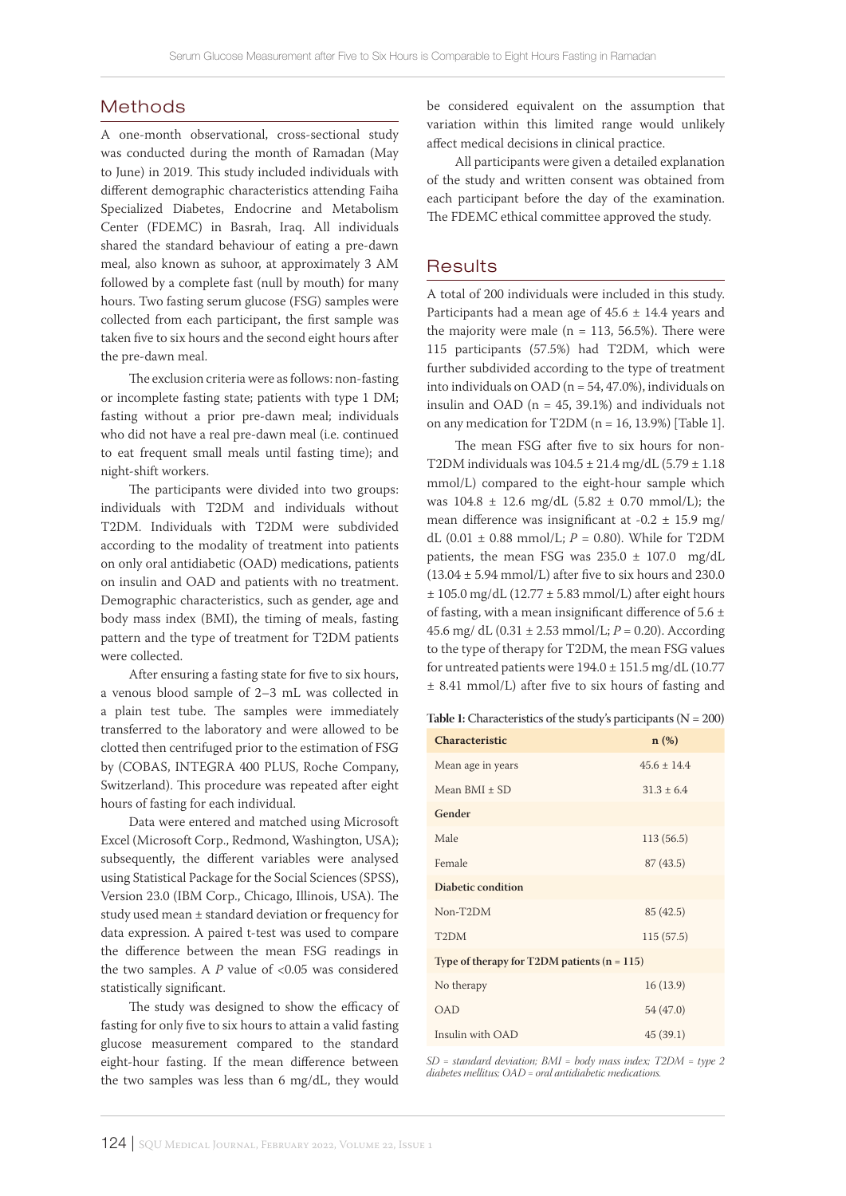## Methods

A one-month observational, cross-sectional study was conducted during the month of Ramadan (May to June) in 2019. This study included individuals with different demographic characteristics attending Faiha Specialized Diabetes, Endocrine and Metabolism Center (FDEMC) in Basrah, Iraq. All individuals shared the standard behaviour of eating a pre-dawn meal, also known as suhoor, at approximately 3 AM followed by a complete fast (null by mouth) for many hours. Two fasting serum glucose (FSG) samples were collected from each participant, the first sample was taken five to six hours and the second eight hours after the pre-dawn meal.

The exclusion criteria were as follows: non-fasting or incomplete fasting state; patients with type 1 DM; fasting without a prior pre-dawn meal; individuals who did not have a real pre-dawn meal (i.e. continued to eat frequent small meals until fasting time); and night-shift workers.

The participants were divided into two groups: individuals with T2DM and individuals without T2DM. Individuals with T2DM were subdivided according to the modality of treatment into patients on only oral antidiabetic (OAD) medications, patients on insulin and OAD and patients with no treatment. Demographic characteristics, such as gender, age and body mass index (BMI), the timing of meals, fasting pattern and the type of treatment for T2DM patients were collected.

After ensuring a fasting state for five to six hours, a venous blood sample of 2–3 mL was collected in a plain test tube. The samples were immediately transferred to the laboratory and were allowed to be clotted then centrifuged prior to the estimation of FSG by (COBAS, INTEGRA 400 PLUS, Roche Company, Switzerland). This procedure was repeated after eight hours of fasting for each individual.

Data were entered and matched using Microsoft Excel (Microsoft Corp., Redmond, Washington, USA); subsequently, the different variables were analysed using Statistical Package for the Social Sciences (SPSS), Version 23.0 (IBM Corp., Chicago, Illinois, USA). The study used mean ± standard deviation or frequency for data expression. A paired t-test was used to compare the difference between the mean FSG readings in the two samples. A *P* value of <0.05 was considered statistically significant.

The study was designed to show the efficacy of fasting for only five to six hours to attain a valid fasting glucose measurement compared to the standard eight-hour fasting. If the mean difference between the two samples was less than 6 mg/dL, they would be considered equivalent on the assumption that variation within this limited range would unlikely affect medical decisions in clinical practice.

All participants were given a detailed explanation of the study and written consent was obtained from each participant before the day of the examination. The FDEMC ethical committee approved the study.

## Results

A total of 200 individuals were included in this study. Participants had a mean age of 45.6 ± 14.4 years and the majority were male (n = 113, 56.5%). There were 115 participants (57.5%) had T2DM, which were further subdivided according to the type of treatment into individuals on OAD (n = 54, 47.0%), individuals on insulin and OAD (n = 45, 39.1%) and individuals not on any medication for T2DM (n = 16, 13.9%) [Table 1].

The mean FSG after five to six hours for non-T2DM individuals was 104.5 ± 21.4 mg/dL (5.79 ± 1.18 mmol/L) compared to the eight-hour sample which was 104.8 ± 12.6 mg/dL (5.82 ± 0.70 mmol/L); the mean difference was insignificant at -0.2 ± 15.9 mg/dL (0.01 ± 0.88 mmol/L; *P* = 0.80). While for T2DM patients, the mean FSG was 235.0 ± 107.0 mg/dL (13.04 ± 5.94 mmol/L) after five to six hours and 230.0 ± 105.0 mg/dL (12.77 ± 5.83 mmol/L) after eight hours of fasting, with a mean insignificant difference of 5.6 ± 45.6 mg/ dL (0.31 ± 2.53 mmol/L; *P* = 0.20). According to the type of therapy for T2DM, the mean FSG values for untreated patients were 194.0 ± 151.5 mg/dL (10.77 ± 8.41 mmol/L) after five to six hours of fasting and

**Table 1:** Characteristics of the study's participants (N = 200)

| Characteristic | n (%) |
|---|---|
| Mean age in years | 45.6 ± 14.4 |
| Mean BMI ± SD | 31.3 ± 6.4 |
| **Gender** | |
| Male | 113 (56.5) |
| Female | 87 (43.5) |
| **Diabetic condition** | |
| Non-T2DM | 85 (42.5) |
| T2DM | 115 (57.5) |
| **Type of therapy for T2DM patients (n = 115)** | |
| No therapy | 16 (13.9) |
| OAD | 54 (47.0) |
| Insulin with OAD | 45 (39.1) |

*SD = standard deviation; BMI = body mass index; T2DM = type 2 diabetes mellitus; OAD = oral antidiabetic medications.*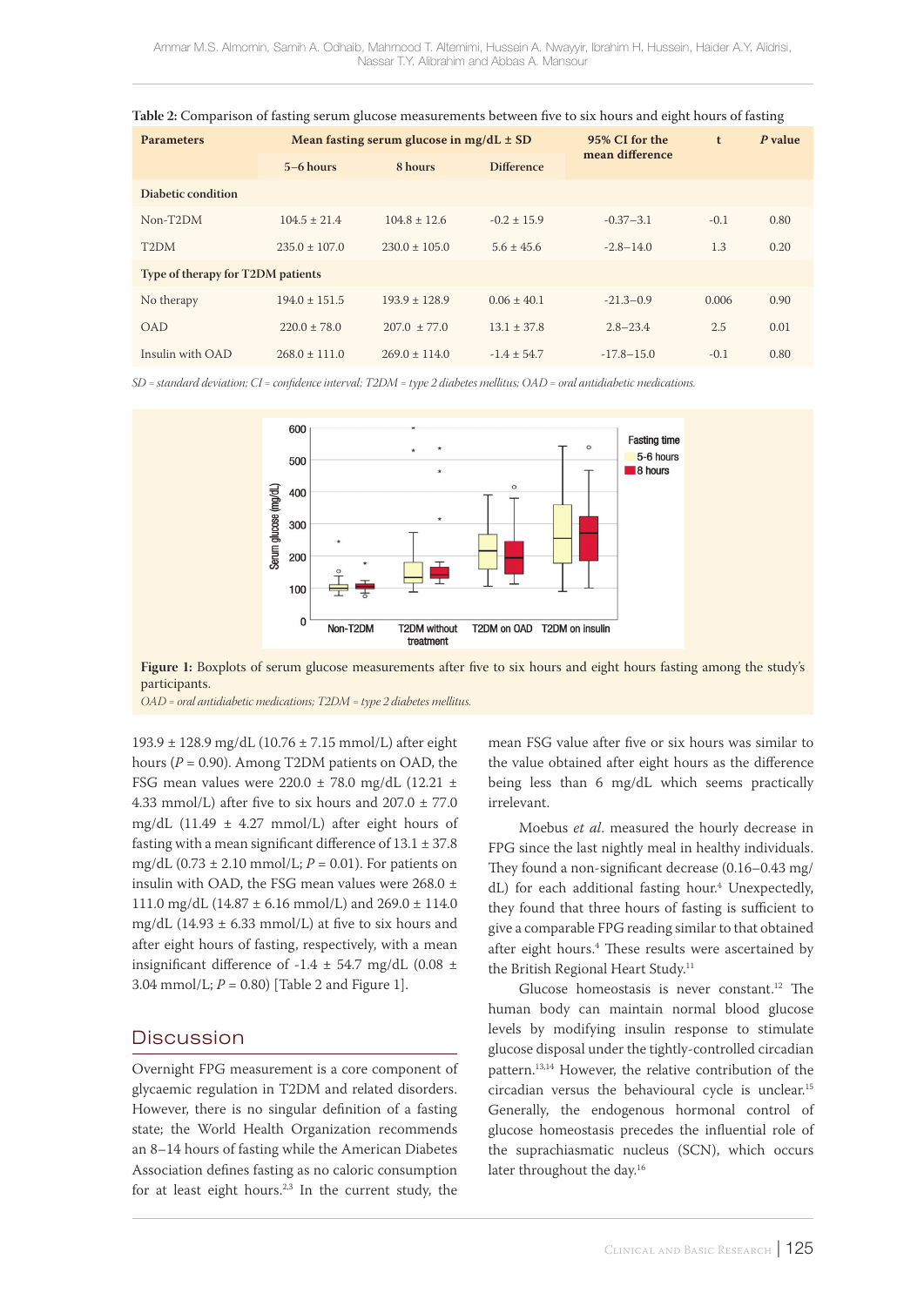**Table 2:** Comparison of fasting serum glucose measurements between five to six hours and eight hours of fasting

| Parameters | Mean fasting serum glucose in mg/dL ± SD | | | 95% CI for the mean difference | t | *P* value |
|---|---|---|---|---|---|---|
| | 5–6 hours | 8 hours | Difference | | | |
| **Diabetic condition** | | | | | | |
| Non-T2DM | 104.5 ± 21.4 | 104.8 ± 12.6 | -0.2 ± 15.9 | -0.37–3.1 | -0.1 | 0.80 |
| T2DM | 235.0 ± 107.0 | 230.0 ± 105.0 | 5.6 ± 45.6 | -2.8–14.0 | 1.3 | 0.20 |
| **Type of therapy for T2DM patients** | | | | | | |
| No therapy | 194.0 ± 151.5 | 193.9 ± 128.9 | 0.06 ± 40.1 | -21.3–0.9 | 0.006 | 0.90 |
| OAD | 220.0 ± 78.0 | 207.0 ± 77.0 | 13.1 ± 37.8 | 2.8–23.4 | 2.5 | 0.01 |
| Insulin with OAD | 268.0 ± 111.0 | 269.0 ± 114.0 | -1.4 ± 54.7 | -17.8–15.0 | -0.1 | 0.80 |

*SD = standard deviation; CI = confidence interval; T2DM = type 2 diabetes mellitus; OAD = oral antidiabetic medications.*

**Figure 1:** Boxplots of serum glucose measurements after five to six hours and eight hours fasting among the study's participants.

*OAD = oral antidiabetic medications; T2DM = type 2 diabetes mellitus.*

193.9 ± 128.9 mg/dL (10.76 ± 7.15 mmol/L) after eight hours ($P$ = 0.90). Among T2DM patients on OAD, the FSG mean values were 220.0 ± 78.0 mg/dL (12.21 ± 4.33 mmol/L) after five to six hours and 207.0 ± 77.0 mg/dL (11.49 ± 4.27 mmol/L) after eight hours of fasting with a mean significant difference of 13.1 ± 37.8 mg/dL (0.73 ± 2.10 mmol/L; $P$ = 0.01). For patients on insulin with OAD, the FSG mean values were 268.0 ± 111.0 mg/dL (14.87 ± 6.16 mmol/L) and 269.0 ± 114.0 mg/dL (14.93 ± 6.33 mmol/L) at five to six hours and after eight hours of fasting, respectively, with a mean insignificant difference of -1.4 ± 54.7 mg/dL (0.08 ± 3.04 mmol/L; $P$ = 0.80) [Table 2 and Figure 1].

## Discussion

Overnight FPG measurement is a core component of glycaemic regulation in T2DM and related disorders. However, there is no singular definition of a fasting state; the World Health Organization recommends an 8–14 hours of fasting while the American Diabetes Association defines fasting as no caloric consumption for at least eight hours.[2,3] In the current study, the mean FSG value after five or six hours was similar to the value obtained after eight hours as the difference being less than 6 mg/dL which seems practically irrelevant.

Moebus *et al.* measured the hourly decrease in FPG since the last nightly meal in healthy individuals. They found a non-significant decrease (0.16–0.43 mg/dL) for each additional fasting hour.[4] Unexpectedly, they found that three hours of fasting is sufficient to give a comparable FPG reading similar to that obtained after eight hours.[4] These results were ascertained by the British Regional Heart Study.[11]

Glucose homeostasis is never constant.[12] The human body can maintain normal blood glucose levels by modifying insulin response to stimulate glucose disposal under the tightly-controlled circadian pattern.[13,14] However, the relative contribution of the circadian versus the behavioural cycle is unclear.[15] Generally, the endogenous hormonal control of glucose homeostasis precedes the influential role of the suprachiasmatic nucleus (SCN), which occurs later throughout the day.[16]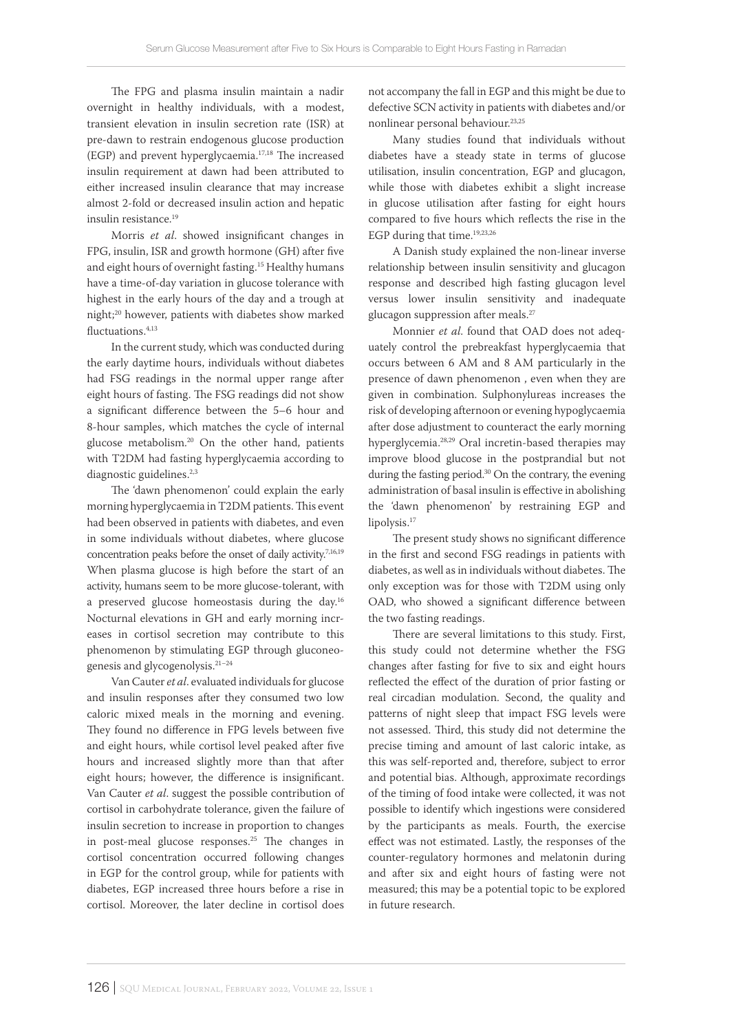The FPG and plasma insulin maintain a nadir overnight in healthy individuals, with a modest, transient elevation in insulin secretion rate (ISR) at pre-dawn to restrain endogenous glucose production (EGP) and prevent hyperglycaemia.[17,18] The increased insulin requirement at dawn had been attributed to either increased insulin clearance that may increase almost 2-fold or decreased insulin action and hepatic insulin resistance.[19]

Morris *et al*. showed insignificant changes in FPG, insulin, ISR and growth hormone (GH) after five and eight hours of overnight fasting.[15] Healthy humans have a time-of-day variation in glucose tolerance with highest in the early hours of the day and a trough at night;[20] however, patients with diabetes show marked fluctuations.[4,13]

In the current study, which was conducted during the early daytime hours, individuals without diabetes had FSG readings in the normal upper range after eight hours of fasting. The FSG readings did not show a significant difference between the 5–6 hour and 8-hour samples, which matches the cycle of internal glucose metabolism.[20] On the other hand, patients with T2DM had fasting hyperglycaemia according to diagnostic guidelines.[2,3]

The 'dawn phenomenon' could explain the early morning hyperglycaemia in T2DM patients. This event had been observed in patients with diabetes, and even in some individuals without diabetes, where glucose concentration peaks before the onset of daily activity.[7,16,19] When plasma glucose is high before the start of an activity, humans seem to be more glucose-tolerant, with a preserved glucose homeostasis during the day.[16] Nocturnal elevations in GH and early morning increases in cortisol secretion may contribute to this phenomenon by stimulating EGP through gluconeogenesis and glycogenolysis.[21–24]

Van Cauter *et al*. evaluated individuals for glucose and insulin responses after they consumed two low caloric mixed meals in the morning and evening. They found no difference in FPG levels between five and eight hours, while cortisol level peaked after five hours and increased slightly more than that after eight hours; however, the difference is insignificant. Van Cauter *et al*. suggest the possible contribution of cortisol in carbohydrate tolerance, given the failure of insulin secretion to increase in proportion to changes in post-meal glucose responses.[25] The changes in cortisol concentration occurred following changes in EGP for the control group, while for patients with diabetes, EGP increased three hours before a rise in cortisol. Moreover, the later decline in cortisol does not accompany the fall in EGP and this might be due to defective SCN activity in patients with diabetes and/or nonlinear personal behaviour.[23,25]

Many studies found that individuals without diabetes have a steady state in terms of glucose utilisation, insulin concentration, EGP and glucagon, while those with diabetes exhibit a slight increase in glucose utilisation after fasting for eight hours compared to five hours which reflects the rise in the EGP during that time.[19,23,26]

A Danish study explained the non-linear inverse relationship between insulin sensitivity and glucagon response and described high fasting glucagon level versus lower insulin sensitivity and inadequate glucagon suppression after meals.[27]

Monnier *et al*. found that OAD does not adequately control the prebreakfast hyperglycaemia that occurs between 6 AM and 8 AM particularly in the presence of dawn phenomenon , even when they are given in combination. Sulphonylureas increases the risk of developing afternoon or evening hypoglycaemia after dose adjustment to counteract the early morning hyperglycemia.[28,29] Oral incretin-based therapies may improve blood glucose in the postprandial but not during the fasting period.[30] On the contrary, the evening administration of basal insulin is effective in abolishing the 'dawn phenomenon' by restraining EGP and lipolysis.[17]

The present study shows no significant difference in the first and second FSG readings in patients with diabetes, as well as in individuals without diabetes. The only exception was for those with T2DM using only OAD, who showed a significant difference between the two fasting readings.

There are several limitations to this study. First, this study could not determine whether the FSG changes after fasting for five to six and eight hours reflected the effect of the duration of prior fasting or real circadian modulation. Second, the quality and patterns of night sleep that impact FSG levels were not assessed. Third, this study did not determine the precise timing and amount of last caloric intake, as this was self-reported and, therefore, subject to error and potential bias. Although, approximate recordings of the timing of food intake were collected, it was not possible to identify which ingestions were considered by the participants as meals. Fourth, the exercise effect was not estimated. Lastly, the responses of the counter-regulatory hormones and melatonin during and after six and eight hours of fasting were not measured; this may be a potential topic to be explored in future research.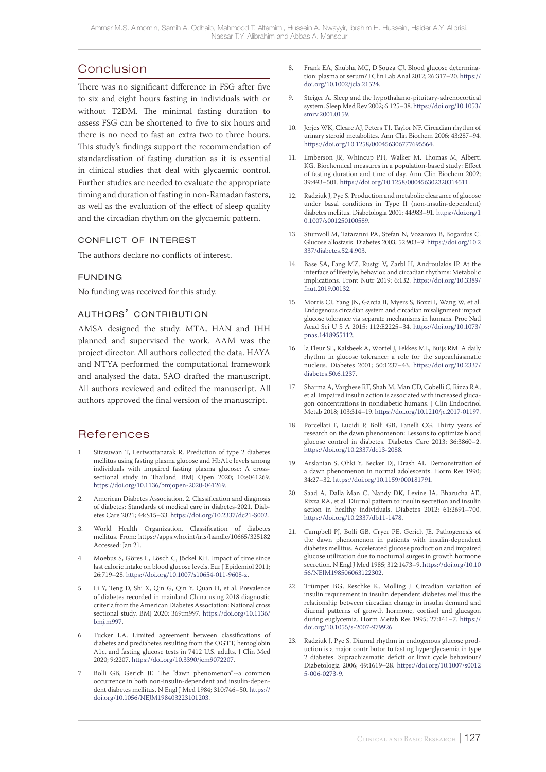## Conclusion

There was no significant difference in FSG after five to six and eight hours fasting in individuals with or without T2DM. The minimal fasting duration to assess FSG can be shortened to five to six hours and there is no need to fast an extra two to three hours. This study's findings support the recommendation of standardisation of fasting duration as it is essential in clinical studies that deal with glycaemic control. Further studies are needed to evaluate the appropriate timing and duration of fasting in non-Ramadan fasters, as well as the evaluation of the effect of sleep quality and the circadian rhythm on the glycaemic pattern.

### Conflict of Interest

The authors declare no conflicts of interest.

### Funding

No funding was received for this study.

### Authors' Contribution

AMSA designed the study. MTA, HAN and IHH planned and supervised the work. AAM was the project director. All authors collected the data. HAYA and NTYA performed the computational framework and analysed the data. SAO drafted the manuscript. All authors reviewed and edited the manuscript. All authors approved the final version of the manuscript.

## References

1. Sitasuwan T, Lertwattanarak R. Prediction of type 2 diabetes mellitus using fasting plasma glucose and HbA1c levels among individuals with impaired fasting plasma glucose: A cross-sectional study in Thailand. BMJ Open 2020; 10:e041269. https://doi.org/10.1136/bmjopen-2020-041269.
2. American Diabetes Association. 2. Classification and diagnosis of diabetes: Standards of medical care in diabetes-2021. Diabetes Care 2021; 44:S15–33. https://doi.org/10.2337/dc21-S002.
3. World Health Organization. Classification of diabetes mellitus. From: https://apps.who.int/iris/handle/10665/325182 Accessed: Jan 21.
4. Moebus S, Göres L, Lösch C, Jöckel KH. Impact of time since last caloric intake on blood glucose levels. Eur J Epidemiol 2011; 26:719–28. https://doi.org/10.1007/s10654-011-9608-z.
5. Li Y, Teng D, Shi X, Qin G, Qin Y, Quan H, et al. Prevalence of diabetes recorded in mainland China using 2018 diagnostic criteria from the American Diabetes Association: National cross sectional study. BMJ 2020; 369:m997. https://doi.org/10.1136/bmj.m997.
6. Tucker LA. Limited agreement between classifications of diabetes and prediabetes resulting from the OGTT, hemoglobin A1c, and fasting glucose tests in 7412 U.S. adults. J Clin Med 2020; 9:2207. https://doi.org/10.3390/jcm9072207.
7. Bolli GB, Gerich JE. The "dawn phenomenon"--a common occurrence in both non-insulin-dependent and insulin-dependent diabetes mellitus. N Engl J Med 1984; 310:746–50. https://doi.org/10.1056/NEJM198403223101203.
8. Frank EA, Shubha MC, D'Souza CJ. Blood glucose determination: plasma or serum? J Clin Lab Anal 2012; 26:317–20. https://doi.org/10.1002/jcla.21524.
9. Steiger A. Sleep and the hypothalamo-pituitary-adrenocortical system. Sleep Med Rev 2002; 6:125–38. https://doi.org/10.1053/smrv.2001.0159.
10. Jerjes WK, Cleare AJ, Peters TJ, Taylor NF. Circadian rhythm of urinary steroid metabolites. Ann Clin Biochem 2006; 43:287–94. https://doi.org/10.1258/000456306777695564.
11. Emberson JR, Whincup PH, Walker M, Thomas M, Alberti KG. Biochemical measures in a population-based study: Effect of fasting duration and time of day. Ann Clin Biochem 2002; 39:493–501. https://doi.org/10.1258/000456302320314511.
12. Radziuk J, Pye S. Production and metabolic clearance of glucose under basal conditions in Type II (non-insulin-dependent) diabetes mellitus. Diabetologia 2001; 44:983–91. https://doi.org/10.1007/s001250100589.
13. Stumvoll M, Tataranni PA, Stefan N, Vozarova B, Bogardus C. Glucose allostasis. Diabetes 2003; 52:903–9. https://doi.org/10.2337/diabetes.52.4.903.
14. Base SA, Fang MZ, Rustgi V, Zarbl H, Androulakis IP. At the interface of lifestyle, behavior, and circadian rhythms: Metabolic implications. Front Nutr 2019; 6:132. https://doi.org/10.3389/fnut.2019.00132.
15. Morris CJ, Yang JN, Garcia JI, Myers S, Bozzi I, Wang W, et al. Endogenous circadian system and circadian misalignment impact glucose tolerance via separate mechanisms in humans. Proc Natl Acad Sci U S A 2015; 112:E2225–34. https://doi.org/10.1073/pnas.1418955112.
16. la Fleur SE, Kalsbeek A, Wortel J, Fekkes ML, Buijs RM. A daily rhythm in glucose tolerance: a role for the suprachiasmatic nucleus. Diabetes 2001; 50:1237–43. https://doi.org/10.2337/diabetes.50.6.1237.
17. Sharma A, Varghese RT, Shah M, Man CD, Cobelli C, Rizza RA, et al. Impaired insulin action is associated with increased glucagon concentrations in nondiabetic humans. J Clin Endocrinol Metab 2018; 103:314–19. https://doi.org/10.1210/jc.2017-01197.
18. Porcellati F, Lucidi P, Bolli GB, Fanelli CG. Thirty years of research on the dawn phenomenon: Lessons to optimize blood glucose control in diabetes. Diabetes Care 2013; 36:3860–2. https://doi.org/10.2337/dc13-2088.
19. Arslanian S, Ohki Y, Becker DJ, Drash AL. Demonstration of a dawn phenomenon in normal adolescents. Horm Res 1990; 34:27–32. https://doi.org/10.1159/000181791.
20. Saad A, Dalla Man C, Nandy DK, Levine JA, Bharucha AE, Rizza RA, et al. Diurnal pattern to insulin secretion and insulin action in healthy individuals. Diabetes 2012; 61:2691–700. https://doi.org/10.2337/db11-1478.
21. Campbell PJ, Bolli GB, Cryer PE, Gerich JE. Pathogenesis of the dawn phenomenon in patients with insulin-dependent diabetes mellitus. Accelerated glucose production and impaired glucose utilization due to nocturnal surges in growth hormone secretion. N Engl J Med 1985; 312:1473–9. https://doi.org/10.1056/NEJM198506063122302.
22. Trümper BG, Reschke K, Molling J. Circadian variation of insulin requirement in insulin dependent diabetes mellitus the relationship between circadian change in insulin demand and diurnal patterns of growth hormone, cortisol and glucagon during euglycemia. Horm Metab Res 1995; 27:141–7. https://doi.org/10.1055/s-2007-979926.
23. Radziuk J, Pye S. Diurnal rhythm in endogenous glucose production is a major contributor to fasting hyperglycaemia in type 2 diabetes. Suprachiasmatic deficit or limit cycle behaviour? Diabetologia 2006; 49:1619–28. https://doi.org/10.1007/s00125-006-0273-9.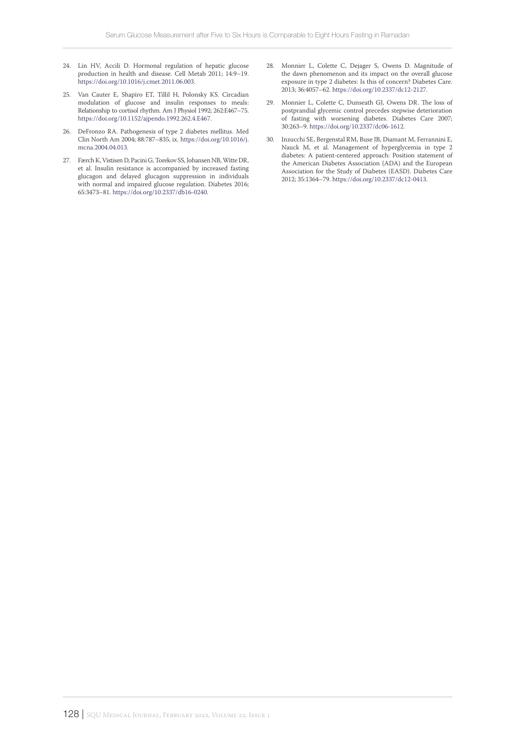24. Lin HV, Accili D. Hormonal regulation of hepatic glucose production in health and disease. Cell Metab 2011; 14:9–19. https://doi.org/10.1016/j.cmet.2011.06.003.
25. Van Cauter E, Shapiro ET, Tillil H, Polonsky KS. Circadian modulation of glucose and insulin responses to meals: Relationship to cortisol rhythm. Am J Physiol 1992; 262:E467–75. https://doi.org/10.1152/ajpendo.1992.262.4.E467.
26. DeFronzo RA. Pathogenesis of type 2 diabetes mellitus. Med Clin North Am 2004; 88:787–835, ix. https://doi.org/10.1016/j.mcna.2004.04.013.
27. Færch K, Vistisen D, Pacini G, Torekov SS, Johansen NB, Witte DR, et al. Insulin resistance is accompanied by increased fasting glucagon and delayed glucagon suppression in individuals with normal and impaired glucose regulation. Diabetes 2016; 65:3473–81. https://doi.org/10.2337/db16-0240.
28. Monnier L, Colette C, Dejager S, Owens D. Magnitude of the dawn phenomenon and its impact on the overall glucose exposure in type 2 diabetes: Is this of concern? Diabetes Care. 2013; 36:4057–62. https://doi.org/10.2337/dc12-2127.
29. Monnier L, Colette C, Dunseath GJ, Owens DR. The loss of postprandial glycemic control precedes stepwise deterioration of fasting with worsening diabetes. Diabetes Care 2007; 30:263–9. https://doi.org/10.2337/dc06-1612.
30. Inzucchi SE, Bergenstal RM, Buse JB, Diamant M, Ferrannini E, Nauck M, et al. Management of hyperglycemia in type 2 diabetes: A patient-centered approach: Position statement of the American Diabetes Association (ADA) and the European Association for the Study of Diabetes (EASD). Diabetes Care 2012; 35:1364–79. https://doi.org/10.2337/dc12-0413.